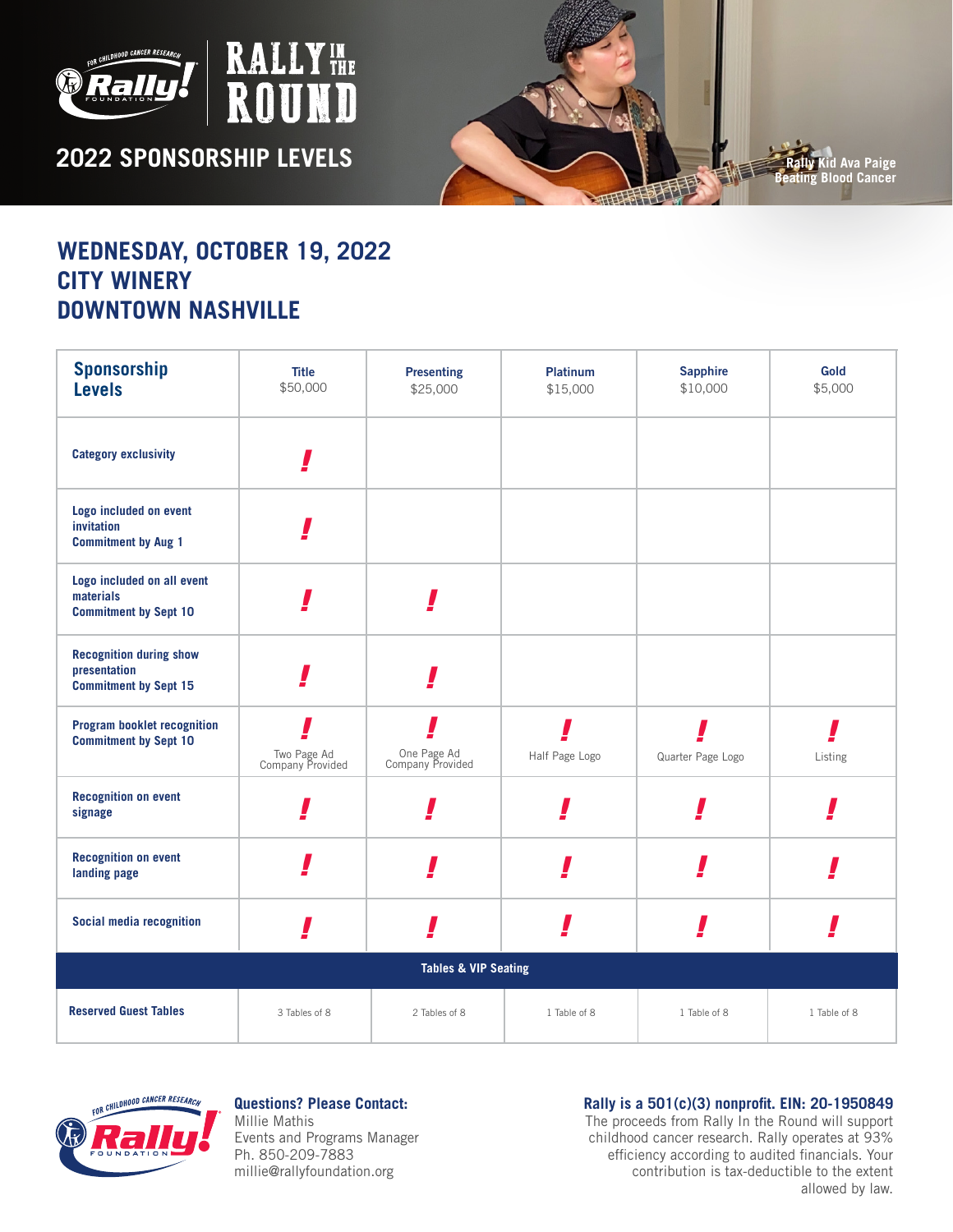# Rally! Foundation — Rally in the Round

## 2022 SPONSORSHIP LEVELS

Rally Kid Ava Paige
Beating Blood Cancer

## WEDNESDAY, OCTOBER 19, 2022
## CITY WINERY
## DOWNTOWN NASHVILLE

| Sponsorship Levels | Title $50,000 | Presenting $25,000 | Platinum $15,000 | Sapphire $10,000 | Gold $5,000 |
|---|---|---|---|---|---|
| Category exclusivity | ! | | | | |
| Logo included on event invitation Commitment by Aug 1 | ! | | | | |
| Logo included on all event materials Commitment by Sept 10 | ! | ! | | | |
| Recognition during show presentation Commitment by Sept 15 | ! | ! | | | |
| Program booklet recognition Commitment by Sept 10 | ! Two Page Ad Company Provided | ! One Page Ad Company Provided | ! Half Page Logo | ! Quarter Page Logo | ! Listing |
| Recognition on event signage | ! | ! | ! | ! | ! |
| Recognition on event landing page | ! | ! | ! | ! | ! |
| Social media recognition | ! | ! | ! | ! | ! |
| **Tables & VIP Seating** | | | | | |
| Reserved Guest Tables | 3 Tables of 8 | 2 Tables of 8 | 1 Table of 8 | 1 Table of 8 | 1 Table of 8 |

**Questions? Please Contact:**
Millie Mathis
Events and Programs Manager
Ph. 850-209-7883
millie@rallyfoundation.org

**Rally is a 501(c)(3) nonprofit. EIN: 20-1950849**
The proceeds from Rally In the Round will support childhood cancer research. Rally operates at 93% efficiency according to audited financials. Your contribution is tax-deductible to the extent allowed by law.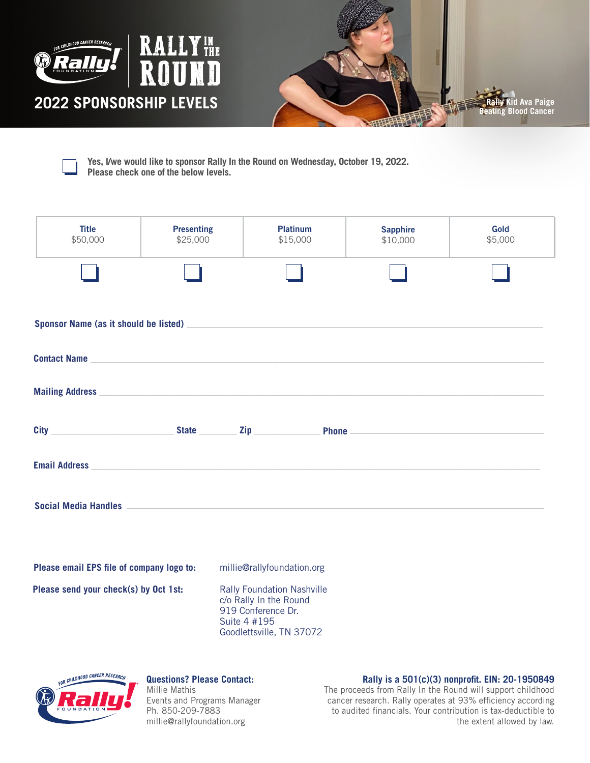# RALLY IN THE ROUND

## 2022 SPONSORSHIP LEVELS

Rally Kid Ava Paige
Beating Blood Cancer

☐ **Yes, I/we would like to sponsor Rally In the Round on Wednesday, October 19, 2022. Please check one of the below levels.**

| Title<br>$50,000 | Presenting<br>$25,000 | Platinum<br>$15,000 | Sapphire<br>$10,000 | Gold<br>$5,000 |
|---|---|---|---|---|
| ☐ | ☐ | ☐ | ☐ | ☐ |

**Sponsor Name (as it should be listed)** ______________________________

**Contact Name** ______________________________

**Mailing Address** ______________________________

**City** ____________ **State** ______ **Zip** ________ **Phone** ______________

**Email Address** ______________________________

**Social Media Handles** ______________________________

**Please email EPS file of company logo to:** millie@rallyfoundation.org

**Please send your check(s) by Oct 1st:**
Rally Foundation Nashville
c/o Rally In the Round
919 Conference Dr.
Suite 4 #195
Goodlettsville, TN 37072

**Questions? Please Contact:**
Millie Mathis
Events and Programs Manager
Ph. 850-209-7883
millie@rallyfoundation.org

**Rally is a 501(c)(3) nonprofit. EIN: 20-1950849**
The proceeds from Rally In the Round will support childhood cancer research. Rally operates at 93% efficiency according to audited financials. Your contribution is tax-deductible to the extent allowed by law.